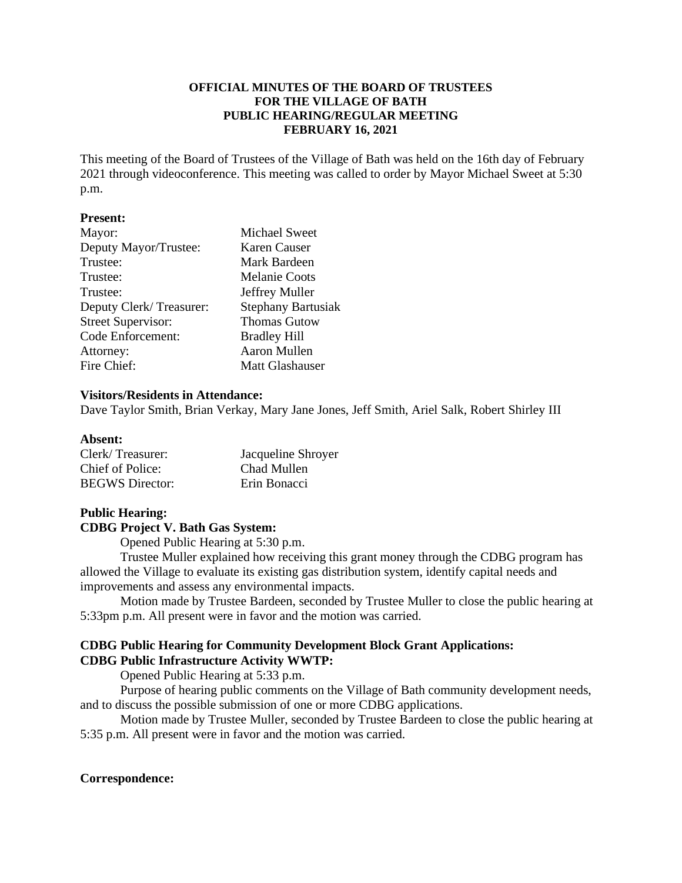**OFFICIAL MINUTES OF THE BOARD OF TRUSTEES**
**FOR THE VILLAGE OF BATH**
**PUBLIC HEARING/REGULAR MEETING**
**FEBRUARY 16, 2021**

This meeting of the Board of Trustees of the Village of Bath was held on the 16th day of February 2021 through videoconference. This meeting was called to order by Mayor Michael Sweet at 5:30 p.m.

**Present:**

| | |
|---|---|
| Mayor: | Michael Sweet |
| Deputy Mayor/Trustee: | Karen Causer |
| Trustee: | Mark Bardeen |
| Trustee: | Melanie Coots |
| Trustee: | Jeffrey Muller |
| Deputy Clerk/ Treasurer: | Stephany Bartusiak |
| Street Supervisor: | Thomas Gutow |
| Code Enforcement: | Bradley Hill |
| Attorney: | Aaron Mullen |
| Fire Chief: | Matt Glashauser |

**Visitors/Residents in Attendance:**
Dave Taylor Smith, Brian Verkay, Mary Jane Jones, Jeff Smith, Ariel Salk, Robert Shirley III

**Absent:**

| | |
|---|---|
| Clerk/ Treasurer: | Jacqueline Shroyer |
| Chief of Police: | Chad Mullen |
| BEGWS Director: | Erin Bonacci |

**Public Hearing:**
**CDBG Project V. Bath Gas System:**

Opened Public Hearing at 5:30 p.m.

Trustee Muller explained how receiving this grant money through the CDBG program has allowed the Village to evaluate its existing gas distribution system, identify capital needs and improvements and assess any environmental impacts.

Motion made by Trustee Bardeen, seconded by Trustee Muller to close the public hearing at 5:33pm p.m. All present were in favor and the motion was carried.

**CDBG Public Hearing for Community Development Block Grant Applications:**
**CDBG Public Infrastructure Activity WWTP:**

Opened Public Hearing at 5:33 p.m.

Purpose of hearing public comments on the Village of Bath community development needs, and to discuss the possible submission of one or more CDBG applications.

Motion made by Trustee Muller, seconded by Trustee Bardeen to close the public hearing at 5:35 p.m. All present were in favor and the motion was carried.

**Correspondence:**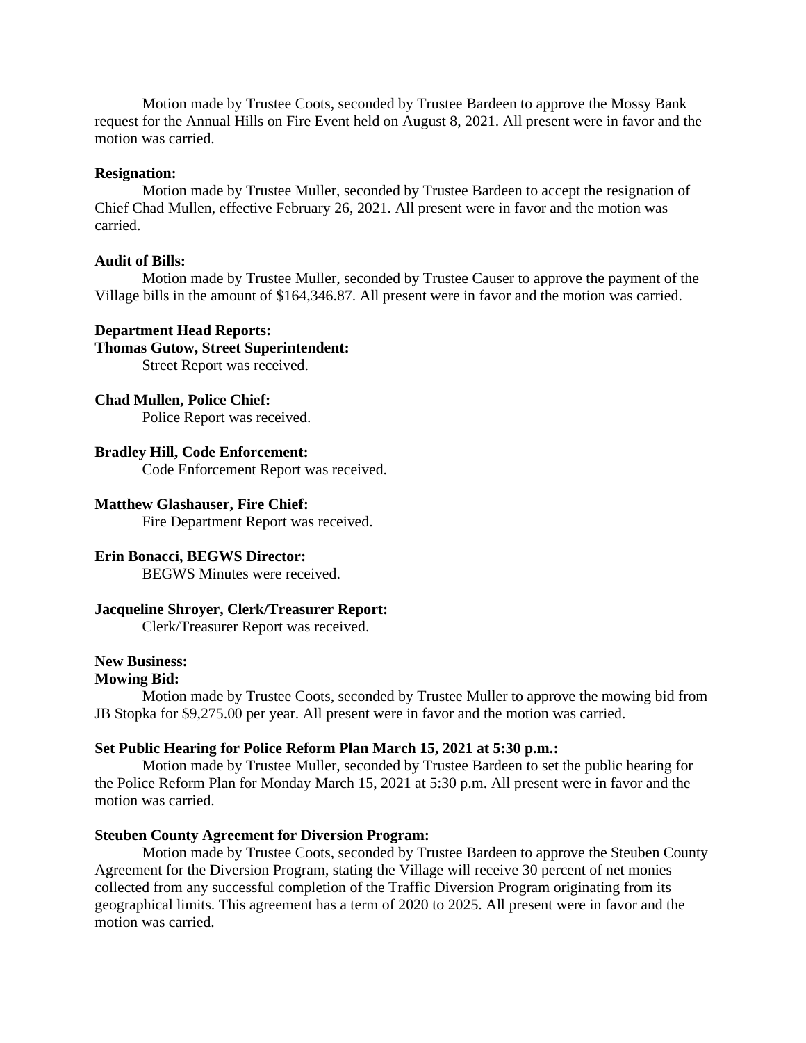Motion made by Trustee Coots, seconded by Trustee Bardeen to approve the Mossy Bank request for the Annual Hills on Fire Event held on August 8, 2021. All present were in favor and the motion was carried.

**Resignation:**

Motion made by Trustee Muller, seconded by Trustee Bardeen to accept the resignation of Chief Chad Mullen, effective February 26, 2021. All present were in favor and the motion was carried.

**Audit of Bills:**

Motion made by Trustee Muller, seconded by Trustee Causer to approve the payment of the Village bills in the amount of $164,346.87. All present were in favor and the motion was carried.

**Department Head Reports:**

**Thomas Gutow, Street Superintendent:**

Street Report was received.

**Chad Mullen, Police Chief:**

Police Report was received.

**Bradley Hill, Code Enforcement:**

Code Enforcement Report was received.

**Matthew Glashauser, Fire Chief:**

Fire Department Report was received.

**Erin Bonacci, BEGWS Director:**

BEGWS Minutes were received.

**Jacqueline Shroyer, Clerk/Treasurer Report:**

Clerk/Treasurer Report was received.

**New Business:**

**Mowing Bid:**

Motion made by Trustee Coots, seconded by Trustee Muller to approve the mowing bid from JB Stopka for $9,275.00 per year. All present were in favor and the motion was carried.

**Set Public Hearing for Police Reform Plan March 15, 2021 at 5:30 p.m.:**

Motion made by Trustee Muller, seconded by Trustee Bardeen to set the public hearing for the Police Reform Plan for Monday March 15, 2021 at 5:30 p.m. All present were in favor and the motion was carried.

**Steuben County Agreement for Diversion Program:**

Motion made by Trustee Coots, seconded by Trustee Bardeen to approve the Steuben County Agreement for the Diversion Program, stating the Village will receive 30 percent of net monies collected from any successful completion of the Traffic Diversion Program originating from its geographical limits. This agreement has a term of 2020 to 2025. All present were in favor and the motion was carried.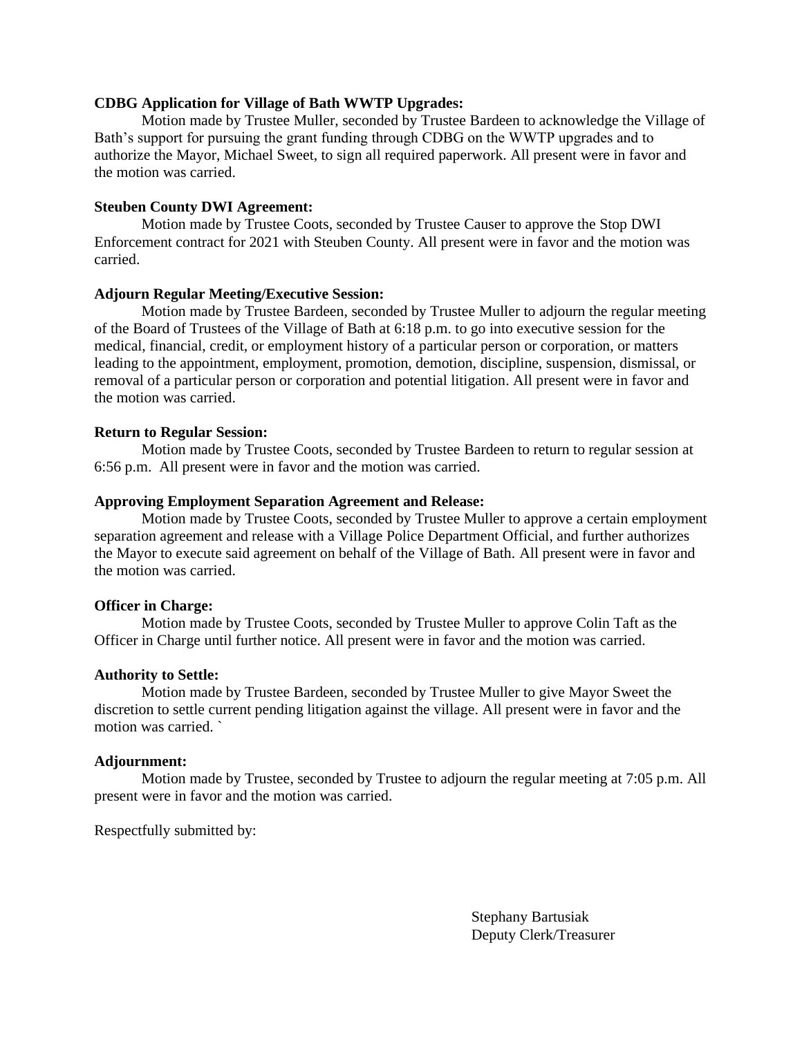**CDBG Application for Village of Bath WWTP Upgrades:**

Motion made by Trustee Muller, seconded by Trustee Bardeen to acknowledge the Village of Bath's support for pursuing the grant funding through CDBG on the WWTP upgrades and to authorize the Mayor, Michael Sweet, to sign all required paperwork. All present were in favor and the motion was carried.

**Steuben County DWI Agreement:**

Motion made by Trustee Coots, seconded by Trustee Causer to approve the Stop DWI Enforcement contract for 2021 with Steuben County. All present were in favor and the motion was carried.

**Adjourn Regular Meeting/Executive Session:**

Motion made by Trustee Bardeen, seconded by Trustee Muller to adjourn the regular meeting of the Board of Trustees of the Village of Bath at 6:18 p.m. to go into executive session for the medical, financial, credit, or employment history of a particular person or corporation, or matters leading to the appointment, employment, promotion, demotion, discipline, suspension, dismissal, or removal of a particular person or corporation and potential litigation. All present were in favor and the motion was carried.

**Return to Regular Session:**

Motion made by Trustee Coots, seconded by Trustee Bardeen to return to regular session at 6:56 p.m. All present were in favor and the motion was carried.

**Approving Employment Separation Agreement and Release:**

Motion made by Trustee Coots, seconded by Trustee Muller to approve a certain employment separation agreement and release with a Village Police Department Official, and further authorizes the Mayor to execute said agreement on behalf of the Village of Bath. All present were in favor and the motion was carried.

**Officer in Charge:**

Motion made by Trustee Coots, seconded by Trustee Muller to approve Colin Taft as the Officer in Charge until further notice. All present were in favor and the motion was carried.

**Authority to Settle:**

Motion made by Trustee Bardeen, seconded by Trustee Muller to give Mayor Sweet the discretion to settle current pending litigation against the village. All present were in favor and the motion was carried. `

**Adjournment:**

Motion made by Trustee, seconded by Trustee to adjourn the regular meeting at 7:05 p.m. All present were in favor and the motion was carried.

Respectfully submitted by:

Stephany Bartusiak
Deputy Clerk/Treasurer